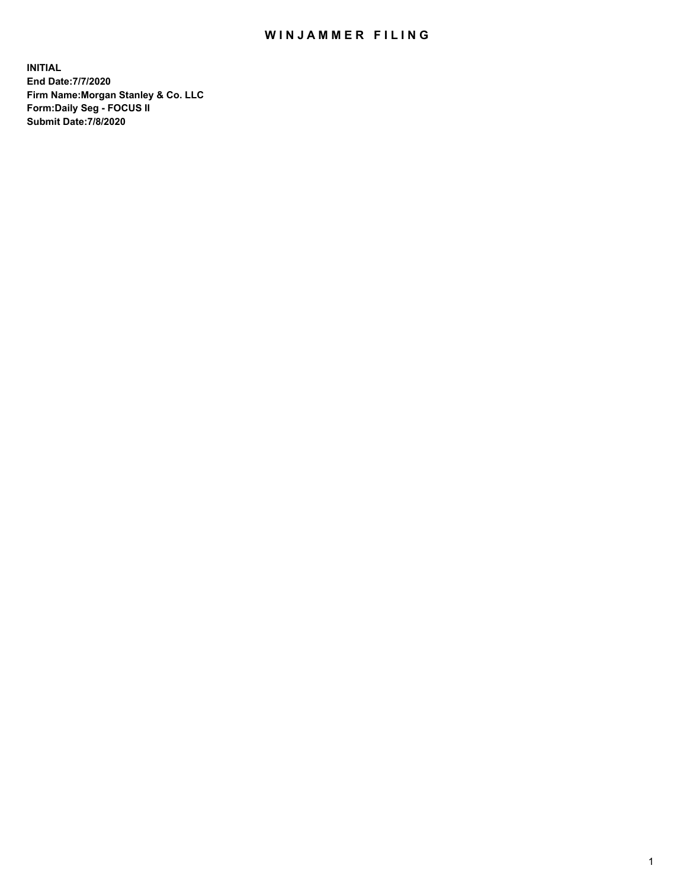# WINJAMMER FILING

**INITIAL**
**End Date:7/7/2020**
**Firm Name:Morgan Stanley & Co. LLC**
**Form:Daily Seg - FOCUS II**
**Submit Date:7/8/2020**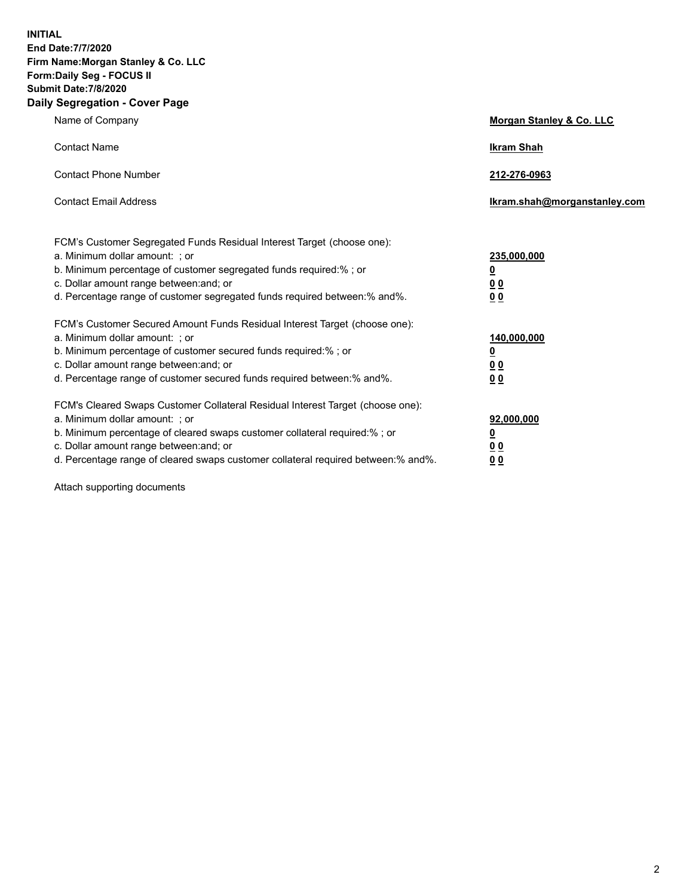**INITIAL**
**End Date:7/7/2020**
**Firm Name:Morgan Stanley & Co. LLC**
**Form:Daily Seg - FOCUS II**
**Submit Date:7/8/2020**

## Daily Segregation - Cover Page

| | |
|---|---|
| Name of Company | **Morgan Stanley & Co. LLC** |
| Contact Name | **Ikram Shah** |
| Contact Phone Number | **212-276-0963** |
| Contact Email Address | **Ikram.shah@morganstanley.com** |

| | |
|---|---|
| FCM's Customer Segregated Funds Residual Interest Target (choose one): | |
| a. Minimum dollar amount: ; or | **235,000,000** |
| b. Minimum percentage of customer segregated funds required:% ; or | **0** |
| c. Dollar amount range between:and; or | **0 0** |
| d. Percentage range of customer segregated funds required between:% and%. | **0 0** |
| FCM's Customer Secured Amount Funds Residual Interest Target (choose one): | |
| a. Minimum dollar amount: ; or | **140,000,000** |
| b. Minimum percentage of customer secured funds required:% ; or | **0** |
| c. Dollar amount range between:and; or | **0 0** |
| d. Percentage range of customer secured funds required between:% and%. | **0 0** |
| FCM's Cleared Swaps Customer Collateral Residual Interest Target (choose one): | |
| a. Minimum dollar amount: ; or | **92,000,000** |
| b. Minimum percentage of cleared swaps customer collateral required:% ; or | **0** |
| c. Dollar amount range between:and; or | **0 0** |
| d. Percentage range of cleared swaps customer collateral required between:% and%. | **0 0** |

Attach supporting documents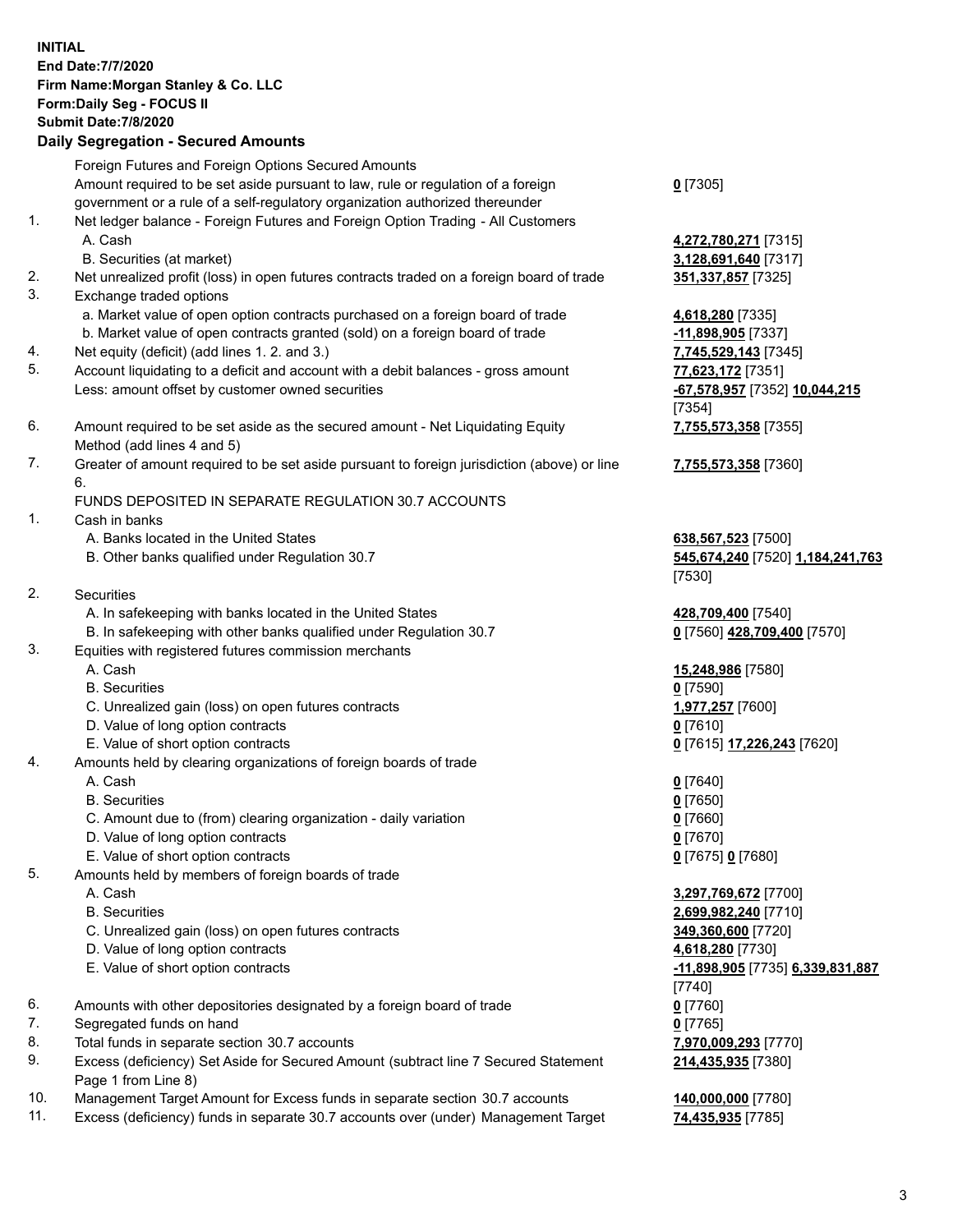**INITIAL**
**End Date:7/7/2020**
**Firm Name:Morgan Stanley & Co. LLC**
**Form:Daily Seg - FOCUS II**
**Submit Date:7/8/2020**
**Daily Segregation - Secured Amounts**

| | | |
|---|---|---|
| | Foreign Futures and Foreign Options Secured Amounts | |
| | Amount required to be set aside pursuant to law, rule or regulation of a foreign government or a rule of a self-regulatory organization authorized thereunder | **0** [7305] |
| 1. | Net ledger balance - Foreign Futures and Foreign Option Trading - All Customers | |
| | A. Cash | **4,272,780,271** [7315] |
| | B. Securities (at market) | **3,128,691,640** [7317] |
| 2. | Net unrealized profit (loss) in open futures contracts traded on a foreign board of trade | **351,337,857** [7325] |
| 3. | Exchange traded options | |
| | a. Market value of open option contracts purchased on a foreign board of trade | **4,618,280** [7335] |
| | b. Market value of open contracts granted (sold) on a foreign board of trade | **-11,898,905** [7337] |
| 4. | Net equity (deficit) (add lines 1. 2. and 3.) | **7,745,529,143** [7345] |
| 5. | Account liquidating to a deficit and account with a debit balances - gross amount | **77,623,172** [7351] |
| | Less: amount offset by customer owned securities | **-67,578,957** [7352] **10,044,215** [7354] |
| 6. | Amount required to be set aside as the secured amount - Net Liquidating Equity Method (add lines 4 and 5) | **7,755,573,358** [7355] |
| 7. | Greater of amount required to be set aside pursuant to foreign jurisdiction (above) or line 6. | **7,755,573,358** [7360] |
| | FUNDS DEPOSITED IN SEPARATE REGULATION 30.7 ACCOUNTS | |
| 1. | Cash in banks | |
| | A. Banks located in the United States | **638,567,523** [7500] |
| | B. Other banks qualified under Regulation 30.7 | **545,674,240** [7520] **1,184,241,763** [7530] |
| 2. | Securities | |
| | A. In safekeeping with banks located in the United States | **428,709,400** [7540] |
| | B. In safekeeping with other banks qualified under Regulation 30.7 | **0** [7560] **428,709,400** [7570] |
| 3. | Equities with registered futures commission merchants | |
| | A. Cash | **15,248,986** [7580] |
| | B. Securities | **0** [7590] |
| | C. Unrealized gain (loss) on open futures contracts | **1,977,257** [7600] |
| | D. Value of long option contracts | **0** [7610] |
| | E. Value of short option contracts | **0** [7615] **17,226,243** [7620] |
| 4. | Amounts held by clearing organizations of foreign boards of trade | |
| | A. Cash | **0** [7640] |
| | B. Securities | **0** [7650] |
| | C. Amount due to (from) clearing organization - daily variation | **0** [7660] |
| | D. Value of long option contracts | **0** [7670] |
| | E. Value of short option contracts | **0** [7675] **0** [7680] |
| 5. | Amounts held by members of foreign boards of trade | |
| | A. Cash | **3,297,769,672** [7700] |
| | B. Securities | **2,699,982,240** [7710] |
| | C. Unrealized gain (loss) on open futures contracts | **349,360,600** [7720] |
| | D. Value of long option contracts | **4,618,280** [7730] |
| | E. Value of short option contracts | **-11,898,905** [7735] **6,339,831,887** [7740] |
| 6. | Amounts with other depositories designated by a foreign board of trade | **0** [7760] |
| 7. | Segregated funds on hand | **0** [7765] |
| 8. | Total funds in separate section 30.7 accounts | **7,970,009,293** [7770] |
| 9. | Excess (deficiency) Set Aside for Secured Amount (subtract line 7 Secured Statement Page 1 from Line 8) | **214,435,935** [7380] |
| 10. | Management Target Amount for Excess funds in separate section 30.7 accounts | **140,000,000** [7780] |
| 11. | Excess (deficiency) funds in separate 30.7 accounts over (under) Management Target | **74,435,935** [7785] |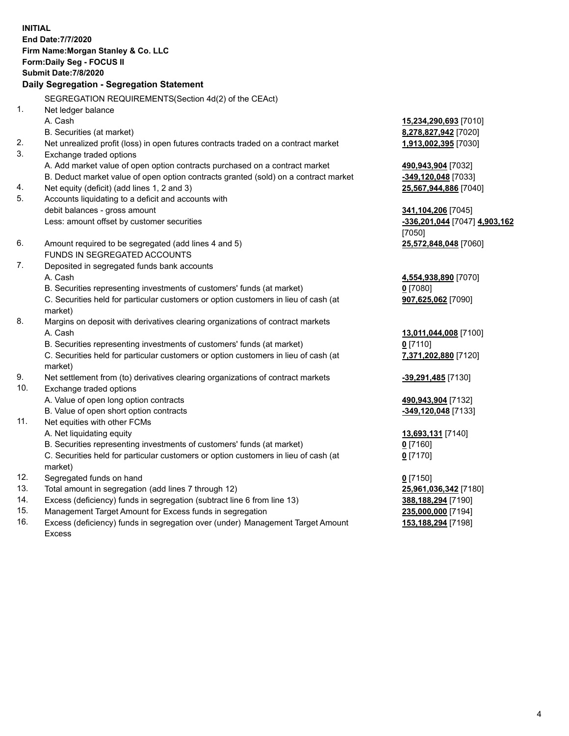**INITIAL**
**End Date:7/7/2020**
**Firm Name:Morgan Stanley & Co. LLC**
**Form:Daily Seg - FOCUS II**
**Submit Date:7/8/2020**

## Daily Segregation - Segregation Statement

SEGREGATION REQUIREMENTS(Section 4d(2) of the CEAct)

| | | |
|---|---|---|
| 1. | Net ledger balance | |
| | A. Cash | **15,234,290,693** [7010] |
| | B. Securities (at market) | **8,278,827,942** [7020] |
| 2. | Net unrealized profit (loss) in open futures contracts traded on a contract market | **1,913,002,395** [7030] |
| 3. | Exchange traded options | |
| | A. Add market value of open option contracts purchased on a contract market | **490,943,904** [7032] |
| | B. Deduct market value of open option contracts granted (sold) on a contract market | **-349,120,048** [7033] |
| 4. | Net equity (deficit) (add lines 1, 2 and 3) | **25,567,944,886** [7040] |
| 5. | Accounts liquidating to a deficit and accounts with debit balances - gross amount | **341,104,206** [7045] |
| | Less: amount offset by customer securities | **-336,201,044** [7047] **4,903,162** [7050] |
| 6. | Amount required to be segregated (add lines 4 and 5) | **25,572,848,048** [7060] |
| | FUNDS IN SEGREGATED ACCOUNTS | |
| 7. | Deposited in segregated funds bank accounts | |
| | A. Cash | **4,554,938,890** [7070] |
| | B. Securities representing investments of customers' funds (at market) | **0** [7080] |
| | C. Securities held for particular customers or option customers in lieu of cash (at market) | **907,625,062** [7090] |
| 8. | Margins on deposit with derivatives clearing organizations of contract markets | |
| | A. Cash | **13,011,044,008** [7100] |
| | B. Securities representing investments of customers' funds (at market) | **0** [7110] |
| | C. Securities held for particular customers or option customers in lieu of cash (at market) | **7,371,202,880** [7120] |
| 9. | Net settlement from (to) derivatives clearing organizations of contract markets | **-39,291,485** [7130] |
| 10. | Exchange traded options | |
| | A. Value of open long option contracts | **490,943,904** [7132] |
| | B. Value of open short option contracts | **-349,120,048** [7133] |
| 11. | Net equities with other FCMs | |
| | A. Net liquidating equity | **13,693,131** [7140] |
| | B. Securities representing investments of customers' funds (at market) | **0** [7160] |
| | C. Securities held for particular customers or option customers in lieu of cash (at market) | **0** [7170] |
| 12. | Segregated funds on hand | **0** [7150] |
| 13. | Total amount in segregation (add lines 7 through 12) | **25,961,036,342** [7180] |
| 14. | Excess (deficiency) funds in segregation (subtract line 6 from line 13) | **388,188,294** [7190] |
| 15. | Management Target Amount for Excess funds in segregation | **235,000,000** [7194] |
| 16. | Excess (deficiency) funds in segregation over (under) Management Target Amount Excess | **153,188,294** [7198] |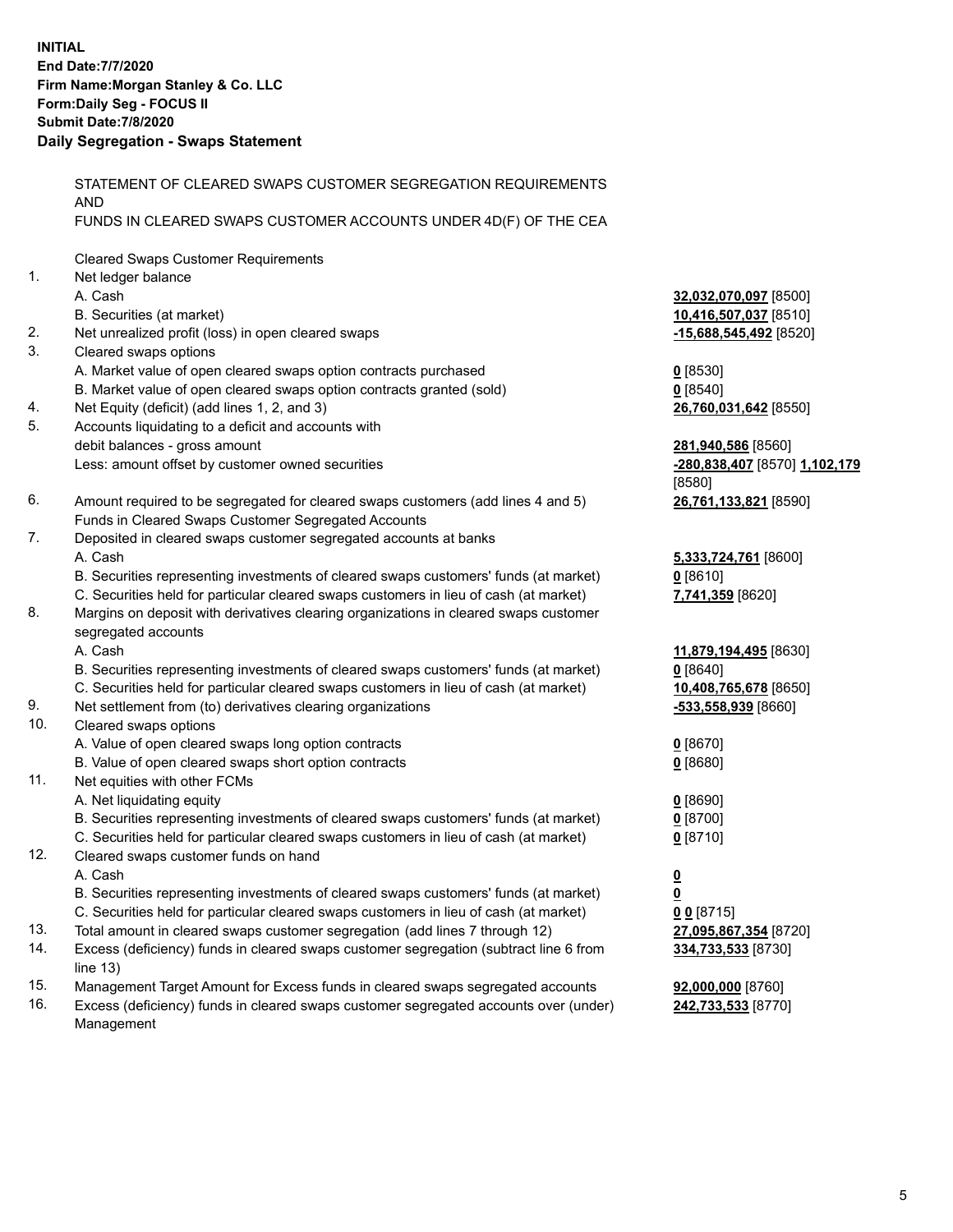**INITIAL**
**End Date:7/7/2020**
**Firm Name:Morgan Stanley & Co. LLC**
**Form:Daily Seg - FOCUS II**
**Submit Date:7/8/2020**
**Daily Segregation - Swaps Statement**

STATEMENT OF CLEARED SWAPS CUSTOMER SEGREGATION REQUIREMENTS AND FUNDS IN CLEARED SWAPS CUSTOMER ACCOUNTS UNDER 4D(F) OF THE CEA

| | | |
|---|---|---|
| | Cleared Swaps Customer Requirements | |
| 1. | Net ledger balance | |
| | A. Cash | **32,032,070,097** [8500] |
| | B. Securities (at market) | **10,416,507,037** [8510] |
| 2. | Net unrealized profit (loss) in open cleared swaps | **-15,688,545,492** [8520] |
| 3. | Cleared swaps options | |
| | A. Market value of open cleared swaps option contracts purchased | **0** [8530] |
| | B. Market value of open cleared swaps option contracts granted (sold) | **0** [8540] |
| 4. | Net Equity (deficit) (add lines 1, 2, and 3) | **26,760,031,642** [8550] |
| 5. | Accounts liquidating to a deficit and accounts with debit balances - gross amount | **281,940,586** [8560] |
| | Less: amount offset by customer owned securities | **-280,838,407** [8570] **1,102,179** [8580] |
| 6. | Amount required to be segregated for cleared swaps customers (add lines 4 and 5) | **26,761,133,821** [8590] |
| | Funds in Cleared Swaps Customer Segregated Accounts | |
| 7. | Deposited in cleared swaps customer segregated accounts at banks | |
| | A. Cash | **5,333,724,761** [8600] |
| | B. Securities representing investments of cleared swaps customers' funds (at market) | **0** [8610] |
| | C. Securities held for particular cleared swaps customers in lieu of cash (at market) | **7,741,359** [8620] |
| 8. | Margins on deposit with derivatives clearing organizations in cleared swaps customer segregated accounts | |
| | A. Cash | **11,879,194,495** [8630] |
| | B. Securities representing investments of cleared swaps customers' funds (at market) | **0** [8640] |
| | C. Securities held for particular cleared swaps customers in lieu of cash (at market) | **10,408,765,678** [8650] |
| 9. | Net settlement from (to) derivatives clearing organizations | **-533,558,939** [8660] |
| 10. | Cleared swaps options | |
| | A. Value of open cleared swaps long option contracts | **0** [8670] |
| | B. Value of open cleared swaps short option contracts | **0** [8680] |
| 11. | Net equities with other FCMs | |
| | A. Net liquidating equity | **0** [8690] |
| | B. Securities representing investments of cleared swaps customers' funds (at market) | **0** [8700] |
| | C. Securities held for particular cleared swaps customers in lieu of cash (at market) | **0** [8710] |
| 12. | Cleared swaps customer funds on hand | |
| | A. Cash | **0** |
| | B. Securities representing investments of cleared swaps customers' funds (at market) | **0** |
| | C. Securities held for particular cleared swaps customers in lieu of cash (at market) | **0** **0** [8715] |
| 13. | Total amount in cleared swaps customer segregation (add lines 7 through 12) | **27,095,867,354** [8720] |
| 14. | Excess (deficiency) funds in cleared swaps customer segregation (subtract line 6 from line 13) | **334,733,533** [8730] |
| 15. | Management Target Amount for Excess funds in cleared swaps segregated accounts | **92,000,000** [8760] |
| 16. | Excess (deficiency) funds in cleared swaps customer segregated accounts over (under) Management | **242,733,533** [8770] |